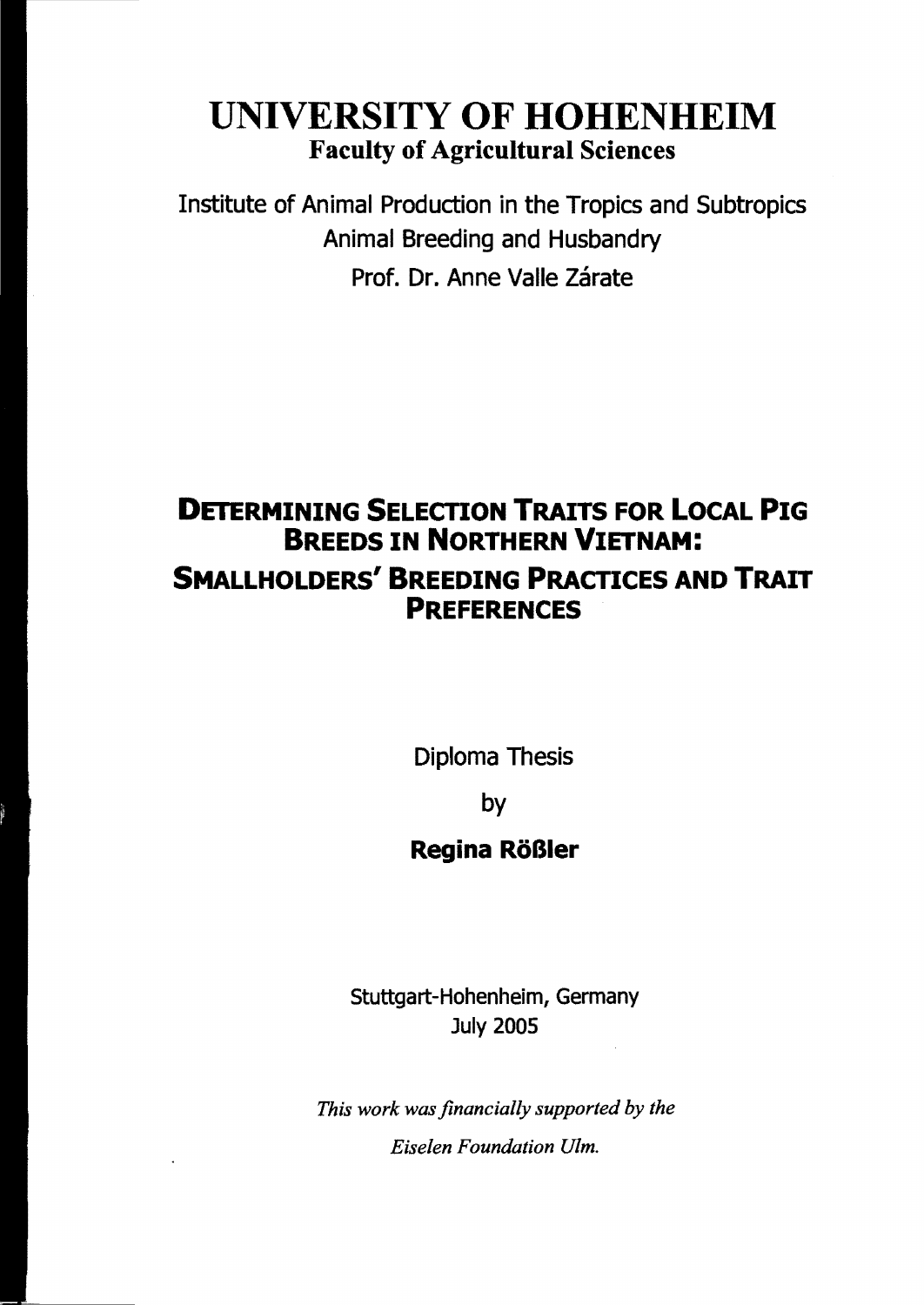# UNIVERSITY OF HOHENHEIM

## Faculty of Agricultural Sciences

Institute of Animal Production in the Tropics and Subtropics

Animal Breeding and Husbandry

Prof. Dr. Anne Valle Zárate

# DETERMINING SELECTION TRAITS FOR LOCAL PIG BREEDS IN NORTHERN VIETNAM: SMALLHOLDERS' BREEDING PRACTICES AND TRAIT PREFERENCES

Diploma Thesis

by

**Regina Rößler**

Stuttgart-Hohenheim, Germany

July 2005

*This work was financially supported by the*

*Eiselen Foundation Ulm.*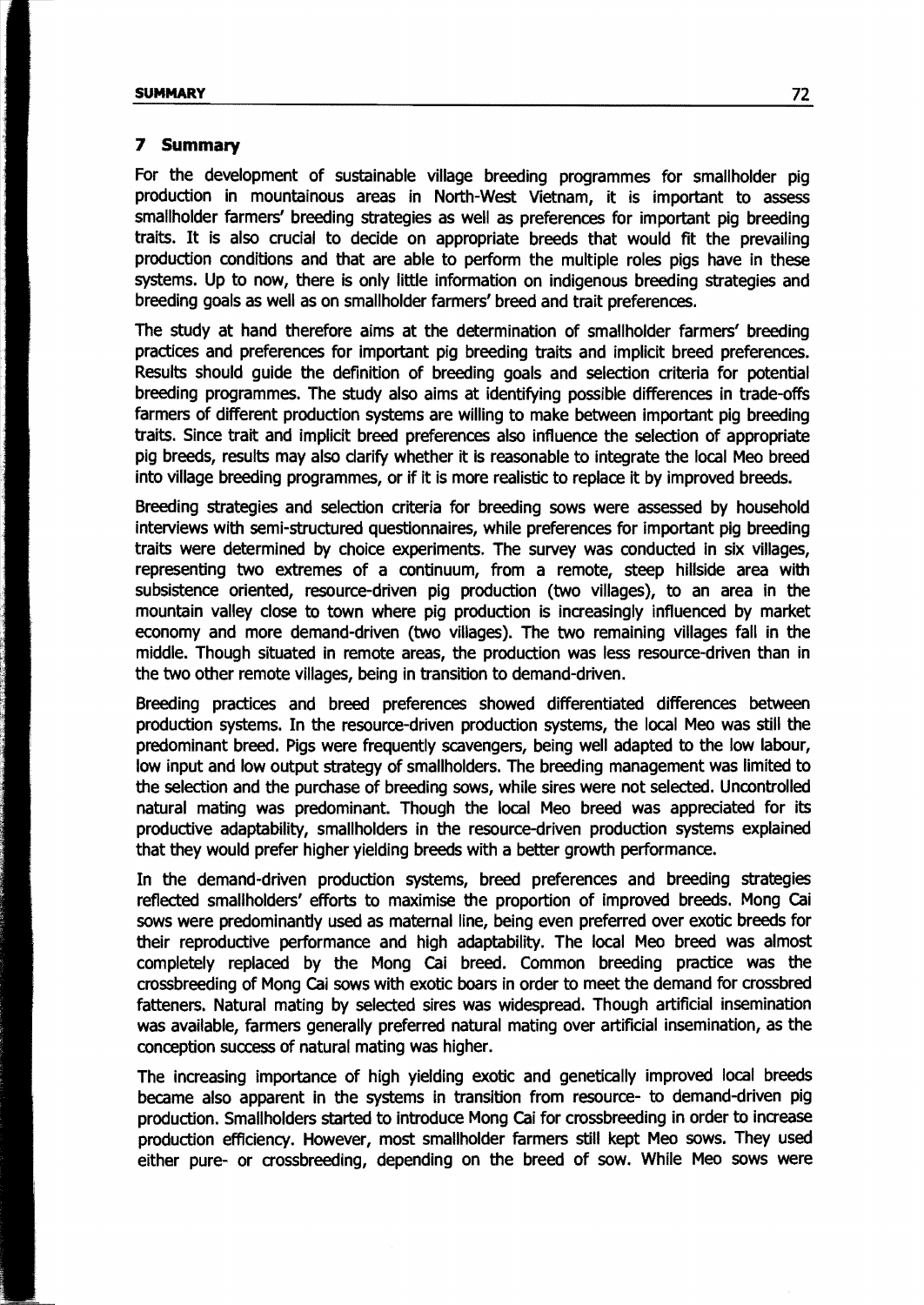## 7 Summary

For the development of sustainable village breeding programmes for smallholder pig production in mountainous areas in North-West Vietnam, it is important to assess smallholder farmers' breeding strategies as well as preferences for important pig breeding traits. It is also crucial to decide on appropriate breeds that would fit the prevailing production conditions and that are able to perform the multiple roles pigs have in these systems. Up to now, there is only little information on indigenous breeding strategies and breeding goals as well as on smallholder farmers' breed and trait preferences.

The study at hand therefore aims at the determination of smallholder farmers' breeding practices and preferences for important pig breeding traits and implicit breed preferences. Results should guide the definition of breeding goals and selection criteria for potential breeding programmes. The study also aims at identifying possible differences in trade-offs farmers of different production systems are willing to make between important pig breeding traits. Since trait and implicit breed preferences also influence the selection of appropriate pig breeds, results may also clarify whether it is reasonable to integrate the local Meo breed into village breeding programmes, or if it is more realistic to replace it by improved breeds.

Breeding strategies and selection criteria for breeding sows were assessed by household interviews with semi-structured questionnaires, while preferences for important pig breeding traits were determined by choice experiments. The survey was conducted in six villages, representing two extremes of a continuum, from a remote, steep hillside area with subsistence oriented, resource-driven pig production (two villages), to an area in the mountain valley close to town where pig production is increasingly influenced by market economy and more demand-driven (two villages). The two remaining villages fall in the middle. Though situated in remote areas, the production was less resource-driven than in the two other remote villages, being in transition to demand-driven.

Breeding practices and breed preferences showed differentiated differences between production systems. In the resource-driven production systems, the local Meo was still the predominant breed. Pigs were frequently scavengers, being well adapted to the low labour, low input and low output strategy of smallholders. The breeding management was limited to the selection and the purchase of breeding sows, while sires were not selected. Uncontrolled natural mating was predominant. Though the local Meo breed was appreciated for its productive adaptability, smallholders in the resource-driven production systems explained that they would prefer higher yielding breeds with a better growth performance.

In the demand-driven production systems, breed preferences and breeding strategies reflected smallholders' efforts to maximise the proportion of improved breeds. Mong Cai sows were predominantly used as maternal line, being even preferred over exotic breeds for their reproductive performance and high adaptability. The local Meo breed was almost completely replaced by the Mong Cai breed. Common breeding practice was the crossbreeding of Mong Cai sows with exotic boars in order to meet the demand for crossbred fatteners. Natural mating by selected sires was widespread. Though artificial insemination was available, farmers generally preferred natural mating over artificial insemination, as the conception success of natural mating was higher.

The increasing importance of high yielding exotic and genetically improved local breeds became also apparent in the systems in transition from resource- to demand-driven pig production. Smallholders started to introduce Mong Cai for crossbreeding in order to increase production efficiency. However, most smallholder farmers still kept Meo sows. They used either pure- or crossbreeding, depending on the breed of sow. While Meo sows were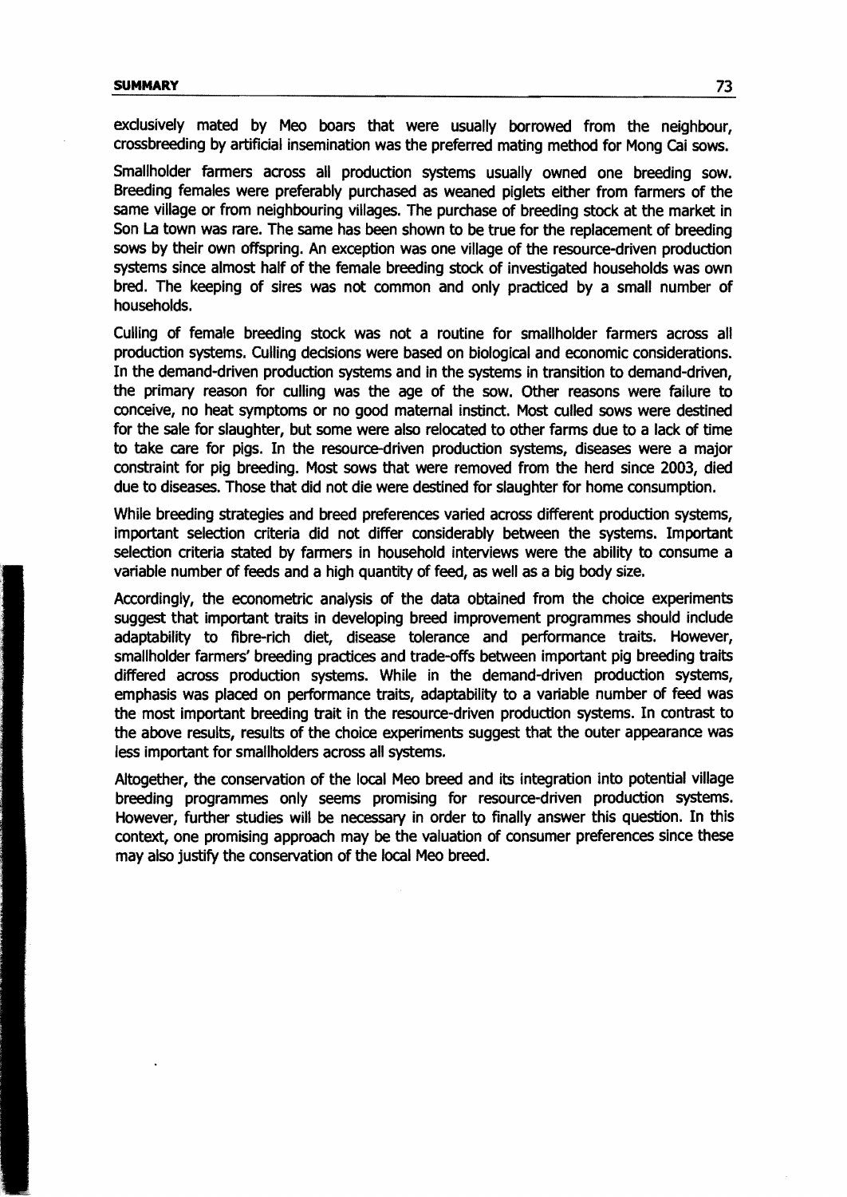exclusively mated by Meo boars that were usually borrowed from the neighbour, crossbreeding by artificial insemination was the preferred mating method for Mong Cai sows.

Smallholder farmers across all production systems usually owned one breeding sow. Breeding females were preferably purchased as weaned piglets either from farmers of the same village or from neighbouring villages. The purchase of breeding stock at the market in Son La town was rare. The same has been shown to be true for the replacement of breeding sows by their own offspring. An exception was one village of the resource-driven production systems since almost half of the female breeding stock of investigated households was own bred. The keeping of sires was not common and only practiced by a small number of households.

Culling of female breeding stock was not a routine for smallholder farmers across all production systems. Culling decisions were based on biological and economic considerations. In the demand-driven production systems and in the systems in transition to demand-driven, the primary reason for culling was the age of the sow. Other reasons were failure to conceive, no heat symptoms or no good maternal instinct. Most culled sows were destined for the sale for slaughter, but some were also relocated to other farms due to a lack of time to take care for pigs. In the resource-driven production systems, diseases were a major constraint for pig breeding. Most sows that were removed from the herd since 2003, died due to diseases. Those that did not die were destined for slaughter for home consumption.

While breeding strategies and breed preferences varied across different production systems, important selection criteria did not differ considerably between the systems. Important selection criteria stated by farmers in household interviews were the ability to consume a variable number of feeds and a high quantity of feed, as well as a big body size.

Accordingly, the econometric analysis of the data obtained from the choice experiments suggest that important traits in developing breed improvement programmes should include adaptability to fibre-rich diet, disease tolerance and performance traits. However, smallholder farmers' breeding practices and trade-offs between important pig breeding traits differed across production systems. While in the demand-driven production systems, emphasis was placed on performance traits, adaptability to a variable number of feed was the most important breeding trait in the resource-driven production systems. In contrast to the above results, results of the choice experiments suggest that the outer appearance was less important for smallholders across all systems.

Altogether, the conservation of the local Meo breed and its integration into potential village breeding programmes only seems promising for resource-driven production systems. However, further studies will be necessary in order to finally answer this question. In this context, one promising approach may be the valuation of consumer preferences since these may also justify the conservation of the local Meo breed.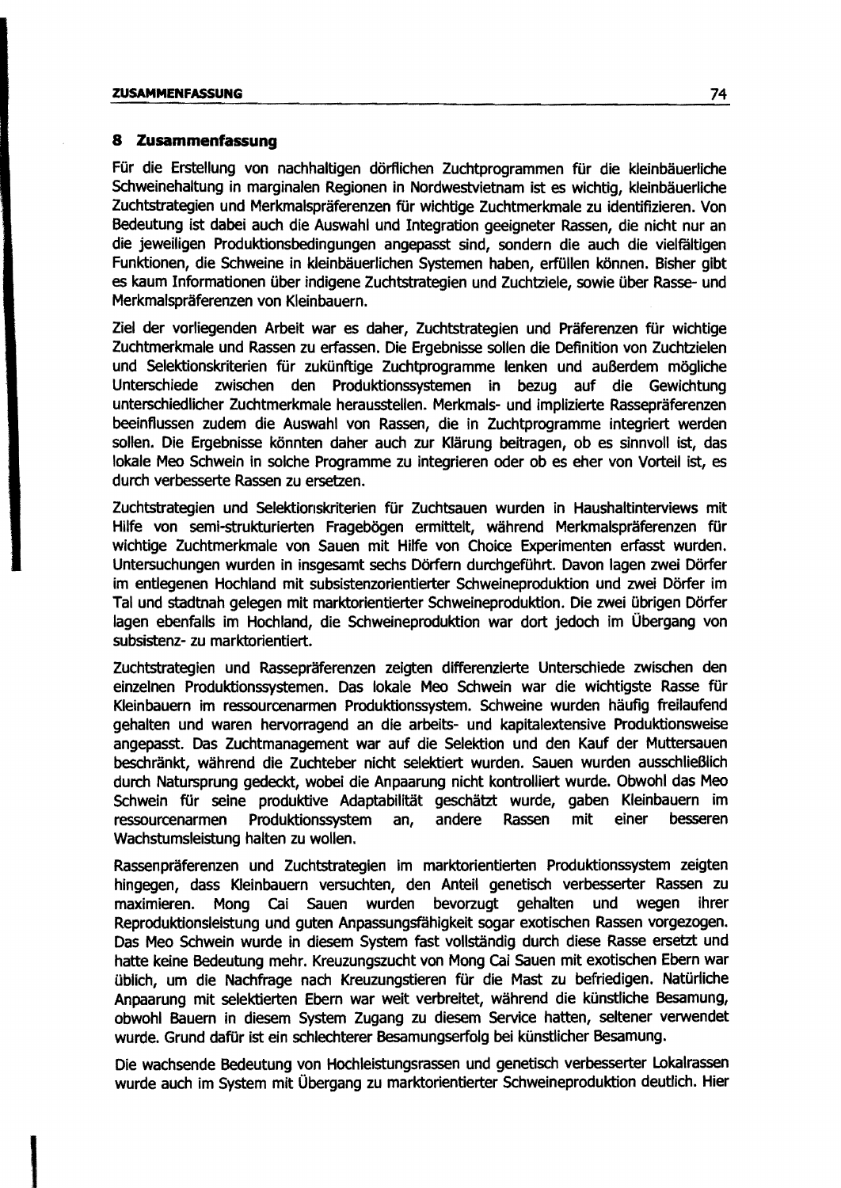## 8 Zusammenfassung

Für die Erstellung von nachhaltigen dörflichen Zuchtprogrammen für die kleinbäuerliche Schweinehaltung in marginalen Regionen in Nordwestvietnam ist es wichtig, kleinbäuerliche Zuchtstrategien und Merkmalspräferenzen für wichtige Zuchtmerkmale zu identifizieren. Von Bedeutung ist dabei auch die Auswahl und Integration geeigneter Rassen, die nicht nur an die jeweiligen Produktionsbedingungen angepasst sind, sondern die auch die vielfältigen Funktionen, die Schweine in kleinbäuerlichen Systemen haben, erfüllen können. Bisher gibt es kaum Informationen über indigene Zuchtstrategien und Zuchtziele, sowie über Rasse- und Merkmalspräferenzen von Kleinbauern.

Ziel der vorliegenden Arbeit war es daher, Zuchtstrategien und Präferenzen für wichtige Zuchtmerkmale und Rassen zu erfassen. Die Ergebnisse sollen die Definition von Zuchtzielen und Selektionskriterien für zukünftige Zuchtprogramme lenken und außerdem mögliche Unterschiede zwischen den Produktionssystemen in bezug auf die Gewichtung unterschiedlicher Zuchtmerkmale herausstellen. Merkmals- und implizierte Rassepräferenzen beeinflussen zudem die Auswahl von Rassen, die in Zuchtprogramme integriert werden sollen. Die Ergebnisse könnten daher auch zur Klärung beitragen, ob es sinnvoll ist, das lokale Meo Schwein in solche Programme zu integrieren oder ob es eher von Vorteil ist, es durch verbesserte Rassen zu ersetzen.

Zuchtstrategien und Selektionskriterien für Zuchtsauen wurden in Haushaltinterviews mit Hilfe von semi-strukturierten Fragebögen ermittelt, während Merkmalspräferenzen für wichtige Zuchtmerkmale von Sauen mit Hilfe von Choice Experimenten erfasst wurden. Untersuchungen wurden in insgesamt sechs Dörfern durchgeführt. Davon lagen zwei Dörfer im entlegenen Hochland mit subsistenzorientierter Schweineproduktion und zwei Dörfer im Tal und stadtnah gelegen mit marktorientierter Schweineproduktion. Die zwei übrigen Dörfer lagen ebenfalls im Hochland, die Schweineproduktion war dort jedoch im Übergang von subsistenz- zu marktorientiert.

Zuchtstrategien und Rassepräferenzen zeigten differenzierte Unterschiede zwischen den einzelnen Produktionssystemen. Das lokale Meo Schwein war die wichtigste Rasse für Kleinbauern im ressourcenarmen Produktionssystem. Schweine wurden häufig freilaufend gehalten und waren hervorragend an die arbeits- und kapitalextensive Produktionsweise angepasst. Das Zuchtmanagement war auf die Selektion und den Kauf der Muttersauen beschränkt, während die Zuchteber nicht selektiert wurden. Sauen wurden ausschließlich durch Natursprung gedeckt, wobei die Anpaarung nicht kontrolliert wurde. Obwohl das Meo Schwein für seine produktive Adaptabilität geschätzt wurde, gaben Kleinbauern im ressourcenarmen Produktionssystem an, andere Rassen mit einer besseren Wachstumsleistung halten zu wollen.

Rassenpräferenzen und Zuchtstrategien im marktorientierten Produktionssystem zeigten hingegen, dass Kleinbauern versuchten, den Anteil genetisch verbesserter Rassen zu maximieren. Mong Cai Sauen wurden bevorzugt gehalten und wegen ihrer Reproduktionsleistung und guten Anpassungsfähigkeit sogar exotischen Rassen vorgezogen. Das Meo Schwein wurde in diesem System fast vollständig durch diese Rasse ersetzt und hatte keine Bedeutung mehr. Kreuzungszucht von Mong Cai Sauen mit exotischen Ebern war üblich, um die Nachfrage nach Kreuzungstieren für die Mast zu befriedigen. Natürliche Anpaarung mit selektierten Ebern war weit verbreitet, während die künstliche Besamung, obwohl Bauern in diesem System Zugang zu diesem Service hatten, seltener verwendet wurde. Grund dafür ist ein schlechterer Besamungserfolg bei künstlicher Besamung.

Die wachsende Bedeutung von Hochleistungsrassen und genetisch verbesserter Lokalrassen wurde auch im System mit Übergang zu marktorientierter Schweineproduktion deutlich. Hier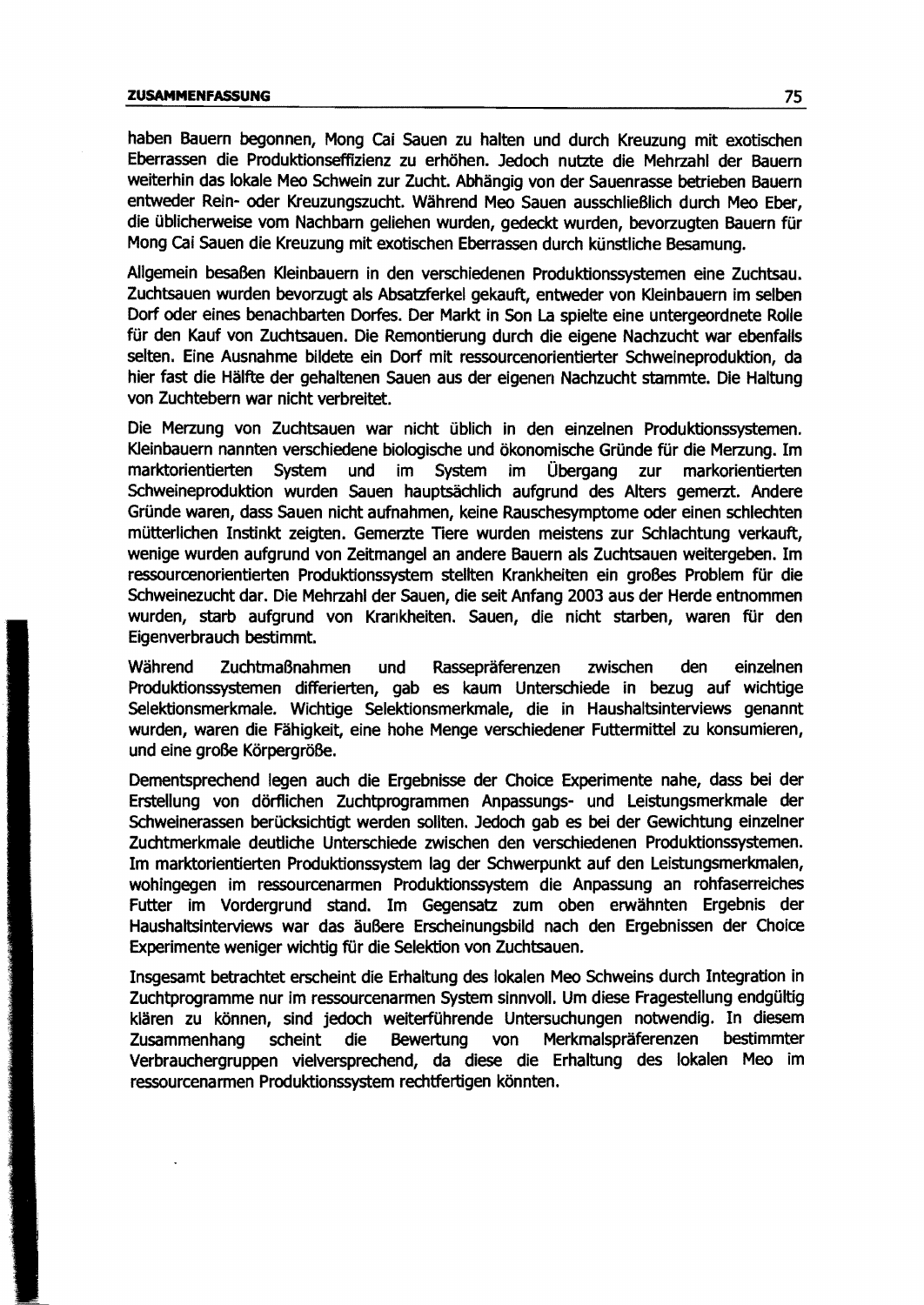haben Bauern begonnen, Mong Cai Sauen zu halten und durch Kreuzung mit exotischen Eberrassen die Produktionseffizienz zu erhöhen. Jedoch nutzte die Mehrzahl der Bauern weiterhin das lokale Meo Schwein zur Zucht. Abhängig von der Sauenrasse betrieben Bauern entweder Rein- oder Kreuzungszucht. Während Meo Sauen ausschließlich durch Meo Eber, die üblicherweise vom Nachbarn geliehen wurden, gedeckt wurden, bevorzugten Bauern für Mong Cai Sauen die Kreuzung mit exotischen Eberrassen durch künstliche Besamung.

Allgemein besaßen Kleinbauern in den verschiedenen Produktionssystemen eine Zuchtsau. Zuchtsauen wurden bevorzugt als Absatzferkel gekauft, entweder von Kleinbauern im selben Dorf oder eines benachbarten Dorfes. Der Markt in Son La spielte eine untergeordnete Rolle für den Kauf von Zuchtsauen. Die Remontierung durch die eigene Nachzucht war ebenfalls selten. Eine Ausnahme bildete ein Dorf mit ressourcenorientierter Schweineproduktion, da hier fast die Hälfte der gehaltenen Sauen aus der eigenen Nachzucht stammte. Die Haltung von Zuchtebern war nicht verbreitet.

Die Merzung von Zuchtsauen war nicht üblich in den einzelnen Produktionssystemen. Kleinbauern nannten verschiedene biologische und ökonomische Gründe für die Merzung. Im marktorientierten System und im System im Übergang zur markorientierten Schweineproduktion wurden Sauen hauptsächlich aufgrund des Alters gemerzt. Andere Gründe waren, dass Sauen nicht aufnahmen, keine Rauschesymptome oder einen schlechten mütterlichen Instinkt zeigten. Gemerzte Tiere wurden meistens zur Schlachtung verkauft, wenige wurden aufgrund von Zeitmangel an andere Bauern als Zuchtsauen weitergegeben. Im ressourcenorientierten Produktionssystem stellten Krankheiten ein großes Problem für die Schweinezucht dar. Die Mehrzahl der Sauen, die seit Anfang 2003 aus der Herde entnommen wurden, starb aufgrund von Krankheiten. Sauen, die nicht starben, waren für den Eigenverbrauch bestimmt.

Während Zuchtmaßnahmen und Rassepräferenzen zwischen den einzelnen Produktionssystemen differierten, gab es kaum Unterschiede in bezug auf wichtige Selektionsmerkmale. Wichtige Selektionsmerkmale, die in Haushaltsinterviews genannt wurden, waren die Fähigkeit, eine hohe Menge verschiedener Futtermittel zu konsumieren, und eine große Körpergröße.

Dementsprechend legen auch die Ergebnisse der Choice Experimente nahe, dass bei der Erstellung von dörflichen Zuchtprogrammen Anpassungs- und Leistungsmerkmale der Schweinerassen berücksichtigt werden sollten. Jedoch gab es bei der Gewichtung einzelner Zuchtmerkmale deutliche Unterschiede zwischen den verschiedenen Produktionssystemen. Im marktorientierten Produktionssystem lag der Schwerpunkt auf den Leistungsmerkmalen, wohingegen im ressourcenarmen Produktionssystem die Anpassung an rohfaserreiches Futter im Vordergrund stand. Im Gegensatz zum oben erwähnten Ergebnis der Haushaltsinterviews war das äußere Erscheinungsbild nach den Ergebnissen der Choice Experimente weniger wichtig für die Selektion von Zuchtsauen.

Insgesamt betrachtet erscheint die Erhaltung des lokalen Meo Schweins durch Integration in Zuchtprogramme nur im ressourcenarmen System sinnvoll. Um diese Fragestellung endgültig klären zu können, sind jedoch weiterführende Untersuchungen notwendig. In diesem Zusammenhang scheint die Bewertung von Merkmalspräferenzen bestimmter Verbrauchergruppen vielversprechend, da diese die Erhaltung des lokalen Meo im ressourcenarmen Produktionssystem rechtfertigen könnten.